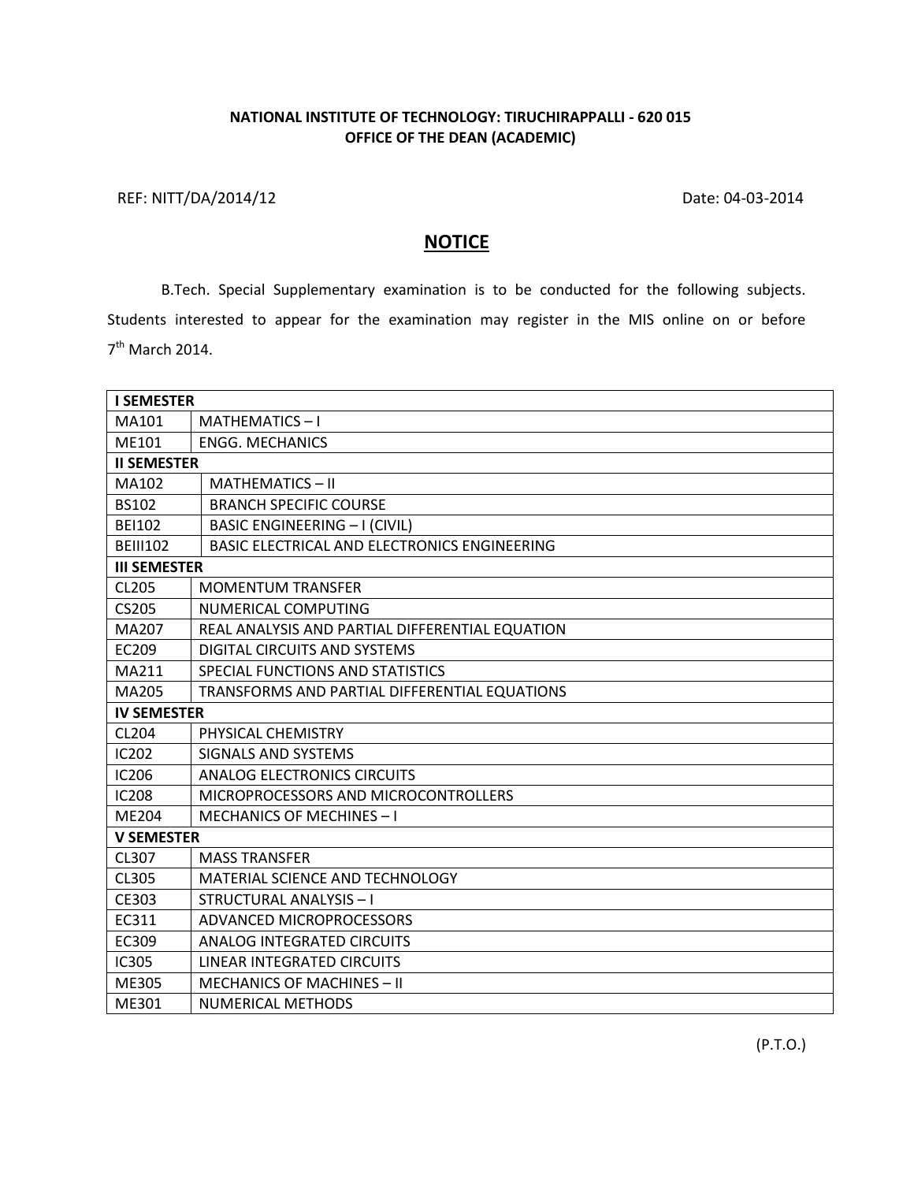**NATIONAL INSTITUTE OF TECHNOLOGY: TIRUCHIRAPPALLI - 620 015**
**OFFICE OF THE DEAN (ACADEMIC)**

REF: NITT/DA/2014/12 Date: 04-03-2014

## NOTICE

B.Tech. Special Supplementary examination is to be conducted for the following subjects. Students interested to appear for the examination may register in the MIS online on or before 7th March 2014.

| **I SEMESTER** | |
|---|---|
| MA101 | MATHEMATICS – I |
| ME101 | ENGG. MECHANICS |
| **II SEMESTER** | |
| MA102 | MATHEMATICS – II |
| BS102 | BRANCH SPECIFIC COURSE |
| BEI102 | BASIC ENGINEERING – I (CIVIL) |
| BEIII102 | BASIC ELECTRICAL AND ELECTRONICS ENGINEERING |
| **III SEMESTER** | |
| CL205 | MOMENTUM TRANSFER |
| CS205 | NUMERICAL COMPUTING |
| MA207 | REAL ANALYSIS AND PARTIAL DIFFERENTIAL EQUATION |
| EC209 | DIGITAL CIRCUITS AND SYSTEMS |
| MA211 | SPECIAL FUNCTIONS AND STATISTICS |
| MA205 | TRANSFORMS AND PARTIAL DIFFERENTIAL EQUATIONS |
| **IV SEMESTER** | |
| CL204 | PHYSICAL CHEMISTRY |
| IC202 | SIGNALS AND SYSTEMS |
| IC206 | ANALOG ELECTRONICS CIRCUITS |
| IC208 | MICROPROCESSORS AND MICROCONTROLLERS |
| ME204 | MECHANICS OF MECHINES – I |
| **V SEMESTER** | |
| CL307 | MASS TRANSFER |
| CL305 | MATERIAL SCIENCE AND TECHNOLOGY |
| CE303 | STRUCTURAL ANALYSIS – I |
| EC311 | ADVANCED MICROPROCESSORS |
| EC309 | ANALOG INTEGRATED CIRCUITS |
| IC305 | LINEAR INTEGRATED CIRCUITS |
| ME305 | MECHANICS OF MACHINES – II |
| ME301 | NUMERICAL METHODS |

(P.T.O.)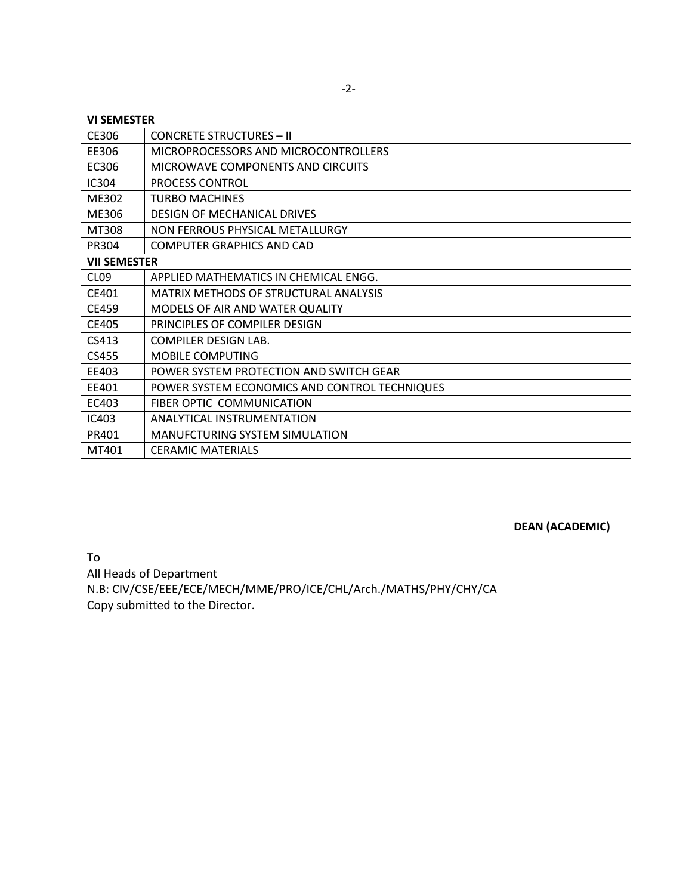| | |
|---|---|
| **VI SEMESTER** | |
| CE306 | CONCRETE STRUCTURES – II |
| EE306 | MICROPROCESSORS AND MICROCONTROLLERS |
| EC306 | MICROWAVE COMPONENTS AND CIRCUITS |
| IC304 | PROCESS CONTROL |
| ME302 | TURBO MACHINES |
| ME306 | DESIGN OF MECHANICAL DRIVES |
| MT308 | NON FERROUS PHYSICAL METALLURGY |
| PR304 | COMPUTER GRAPHICS AND CAD |
| **VII SEMESTER** | |
| CL09 | APPLIED MATHEMATICS IN CHEMICAL ENGG. |
| CE401 | MATRIX METHODS OF STRUCTURAL ANALYSIS |
| CE459 | MODELS OF AIR AND WATER QUALITY |
| CE405 | PRINCIPLES OF COMPILER DESIGN |
| CS413 | COMPILER DESIGN LAB. |
| CS455 | MOBILE COMPUTING |
| EE403 | POWER SYSTEM PROTECTION AND SWITCH GEAR |
| EE401 | POWER SYSTEM ECONOMICS AND CONTROL TECHNIQUES |
| EC403 | FIBER OPTIC COMMUNICATION |
| IC403 | ANALYTICAL INSTRUMENTATION |
| PR401 | MANUFCTURING SYSTEM SIMULATION |
| MT401 | CERAMIC MATERIALS |

**DEAN (ACADEMIC)**

To
All Heads of Department
N.B: CIV/CSE/EEE/ECE/MECH/MME/PRO/ICE/CHL/Arch./MATHS/PHY/CHY/CA
Copy submitted to the Director.